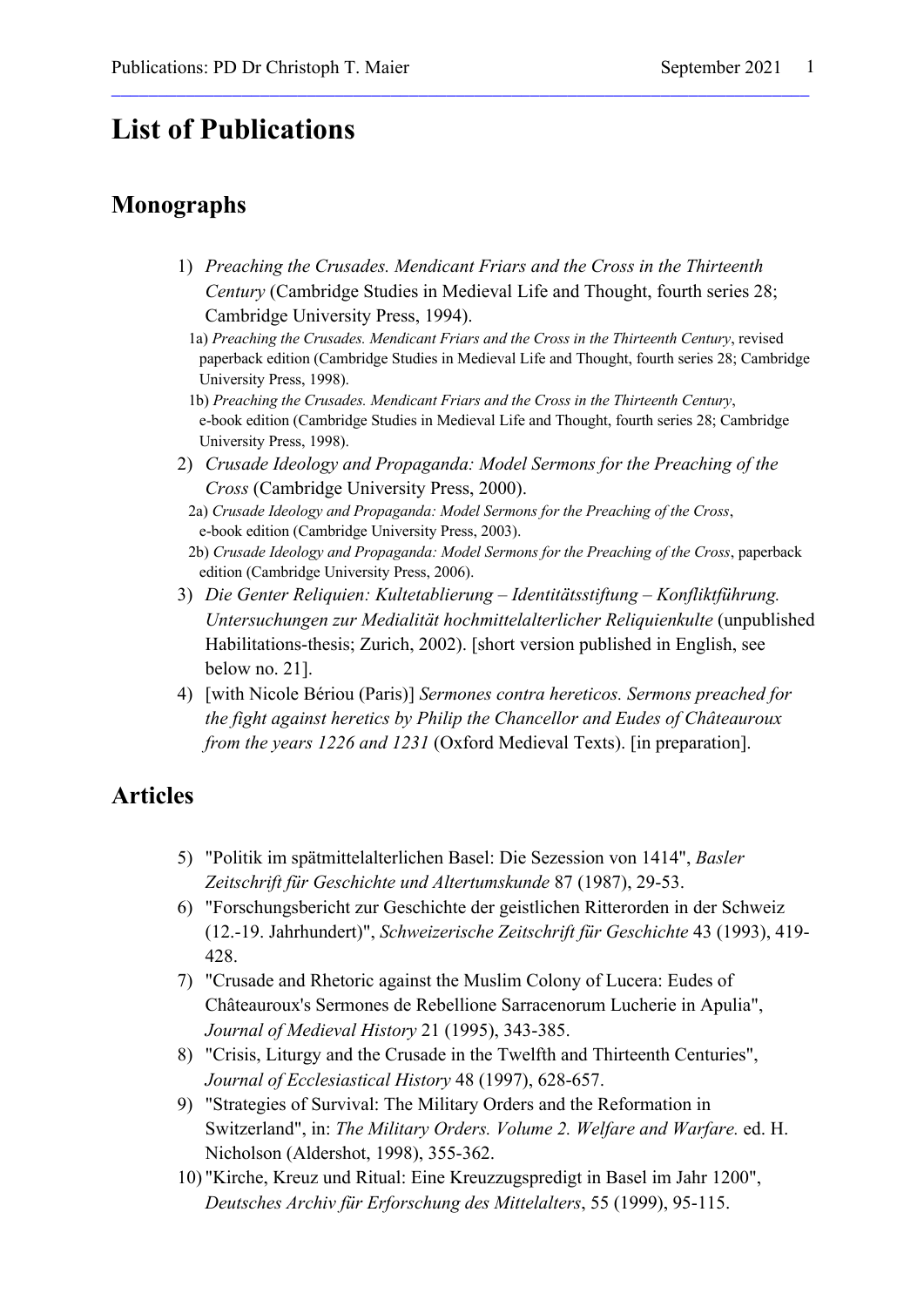# List of Publications

## Monographs

1) *Preaching the Crusades. Mendicant Friars and the Cross in the Thirteenth Century* (Cambridge Studies in Medieval Life and Thought, fourth series 28; Cambridge University Press, 1994).

   1a) *Preaching the Crusades. Mendicant Friars and the Cross in the Thirteenth Century*, revised paperback edition (Cambridge Studies in Medieval Life and Thought, fourth series 28; Cambridge University Press, 1998).

   1b) *Preaching the Crusades. Mendicant Friars and the Cross in the Thirteenth Century*, e-book edition (Cambridge Studies in Medieval Life and Thought, fourth series 28; Cambridge University Press, 1998).

2) *Crusade Ideology and Propaganda: Model Sermons for the Preaching of the Cross* (Cambridge University Press, 2000).

   2a) *Crusade Ideology and Propaganda: Model Sermons for the Preaching of the Cross*, e-book edition (Cambridge University Press, 2003).

   2b) *Crusade Ideology and Propaganda: Model Sermons for the Preaching of the Cross*, paperback edition (Cambridge University Press, 2006).

3) *Die Genter Reliquien: Kultetablierung – Identitätsstiftung – Konfliktführung. Untersuchungen zur Medialität hochmittelalterlicher Reliquienkulte* (unpublished Habilitations-thesis; Zurich, 2002). [short version published in English, see below no. 21].

4) [with Nicole Bériou (Paris)] *Sermones contra hereticos. Sermons preached for the fight against heretics by Philip the Chancellor and Eudes of Châteauroux from the years 1226 and 1231* (Oxford Medieval Texts). [in preparation].

## Articles

5) "Politik im spätmittelalterlichen Basel: Die Sezession von 1414", *Basler Zeitschrift für Geschichte und Altertumskunde* 87 (1987), 29-53.

6) "Forschungsbericht zur Geschichte der geistlichen Ritterorden in der Schweiz (12.-19. Jahrhundert)", *Schweizerische Zeitschrift für Geschichte* 43 (1993), 419-428.

7) "Crusade and Rhetoric against the Muslim Colony of Lucera: Eudes of Châteauroux's Sermones de Rebellione Sarracenorum Lucherie in Apulia", *Journal of Medieval History* 21 (1995), 343-385.

8) "Crisis, Liturgy and the Crusade in the Twelfth and Thirteenth Centuries", *Journal of Ecclesiastical History* 48 (1997), 628-657.

9) "Strategies of Survival: The Military Orders and the Reformation in Switzerland", in: *The Military Orders. Volume 2. Welfare and Warfare.* ed. H. Nicholson (Aldershot, 1998), 355-362.

10) "Kirche, Kreuz und Ritual: Eine Kreuzzugspredigt in Basel im Jahr 1200", *Deutsches Archiv für Erforschung des Mittelalters*, 55 (1999), 95-115.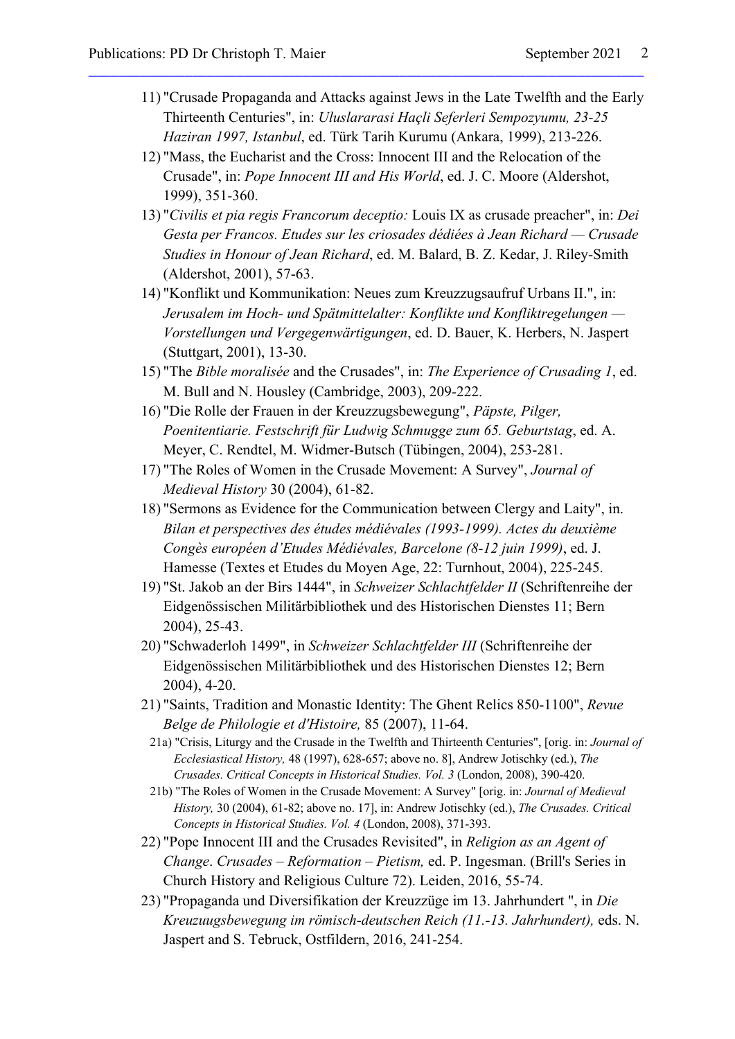11) "Crusade Propaganda and Attacks against Jews in the Late Twelfth and the Early Thirteenth Centuries", in: *Uluslararasi Haçli Seferleri Sempozyumu, 23-25 Haziran 1997, Istanbul*, ed. Türk Tarih Kurumu (Ankara, 1999), 213-226.
12) "Mass, the Eucharist and the Cross: Innocent III and the Relocation of the Crusade", in: *Pope Innocent III and His World*, ed. J. C. Moore (Aldershot, 1999), 351-360.
13) "*Civilis et pia regis Francorum deceptio:* Louis IX as crusade preacher", in: *Dei Gesta per Francos. Etudes sur les criosades dédiées à Jean Richard — Crusade Studies in Honour of Jean Richard*, ed. M. Balard, B. Z. Kedar, J. Riley-Smith (Aldershot, 2001), 57-63.
14) "Konflikt und Kommunikation: Neues zum Kreuzzugsaufruf Urbans II.", in: *Jerusalem im Hoch- und Spätmittelalter: Konflikte und Konfliktregelungen — Vorstellungen und Vergegenwärtigungen*, ed. D. Bauer, K. Herbers, N. Jaspert (Stuttgart, 2001), 13-30.
15) "The *Bible moralisée* and the Crusades", in: *The Experience of Crusading 1*, ed. M. Bull and N. Housley (Cambridge, 2003), 209-222.
16) "Die Rolle der Frauen in der Kreuzzugsbewegung", *Päpste, Pilger, Poenitentiarie. Festschrift für Ludwig Schmugge zum 65. Geburtstag*, ed. A. Meyer, C. Rendtel, M. Widmer-Butsch (Tübingen, 2004), 253-281.
17) "The Roles of Women in the Crusade Movement: A Survey", *Journal of Medieval History* 30 (2004), 61-82.
18) "Sermons as Evidence for the Communication between Clergy and Laity", in. *Bilan et perspectives des études médiévales (1993-1999). Actes du deuxième Congès européen d'Etudes Médiévales, Barcelone (8-12 juin 1999)*, ed. J. Hamesse (Textes et Etudes du Moyen Age, 22: Turnhout, 2004), 225-245.
19) "St. Jakob an der Birs 1444", in *Schweizer Schlachtfelder II* (Schriftenreihe der Eidgenössischen Militärbibliothek und des Historischen Dienstes 11; Bern 2004), 25-43.
20) "Schwaderloh 1499", in *Schweizer Schlachtfelder III* (Schriftenreihe der Eidgenössischen Militärbibliothek und des Historischen Dienstes 12; Bern 2004), 4-20.
21) "Saints, Tradition and Monastic Identity: The Ghent Relics 850-1100", *Revue Belge de Philologie et d'Histoire,* 85 (2007), 11-64.
    - 21a) "Crisis, Liturgy and the Crusade in the Twelfth and Thirteenth Centuries", [orig. in: *Journal of Ecclesiastical History,* 48 (1997), 628-657; above no. 8], Andrew Jotischky (ed.), *The Crusades. Critical Concepts in Historical Studies. Vol. 3* (London, 2008), 390-420.
    - 21b) "The Roles of Women in the Crusade Movement: A Survey" [orig. in: *Journal of Medieval History,* 30 (2004), 61-82; above no. 17], in: Andrew Jotischky (ed.), *The Crusades. Critical Concepts in Historical Studies. Vol. 4* (London, 2008), 371-393.
22) "Pope Innocent III and the Crusades Revisited", in *Religion as an Agent of Change*. *Crusades – Reformation – Pietism,* ed. P. Ingesman. (Brill's Series in Church History and Religious Culture 72). Leiden, 2016, 55-74.
23) "Propaganda und Diversifikation der Kreuzzüge im 13. Jahrhundert ", in *Die Kreuzuugsbewegung im römisch-deutschen Reich (11.-13. Jahrhundert),* eds. N. Jaspert and S. Tebruck, Ostfildern, 2016, 241-254.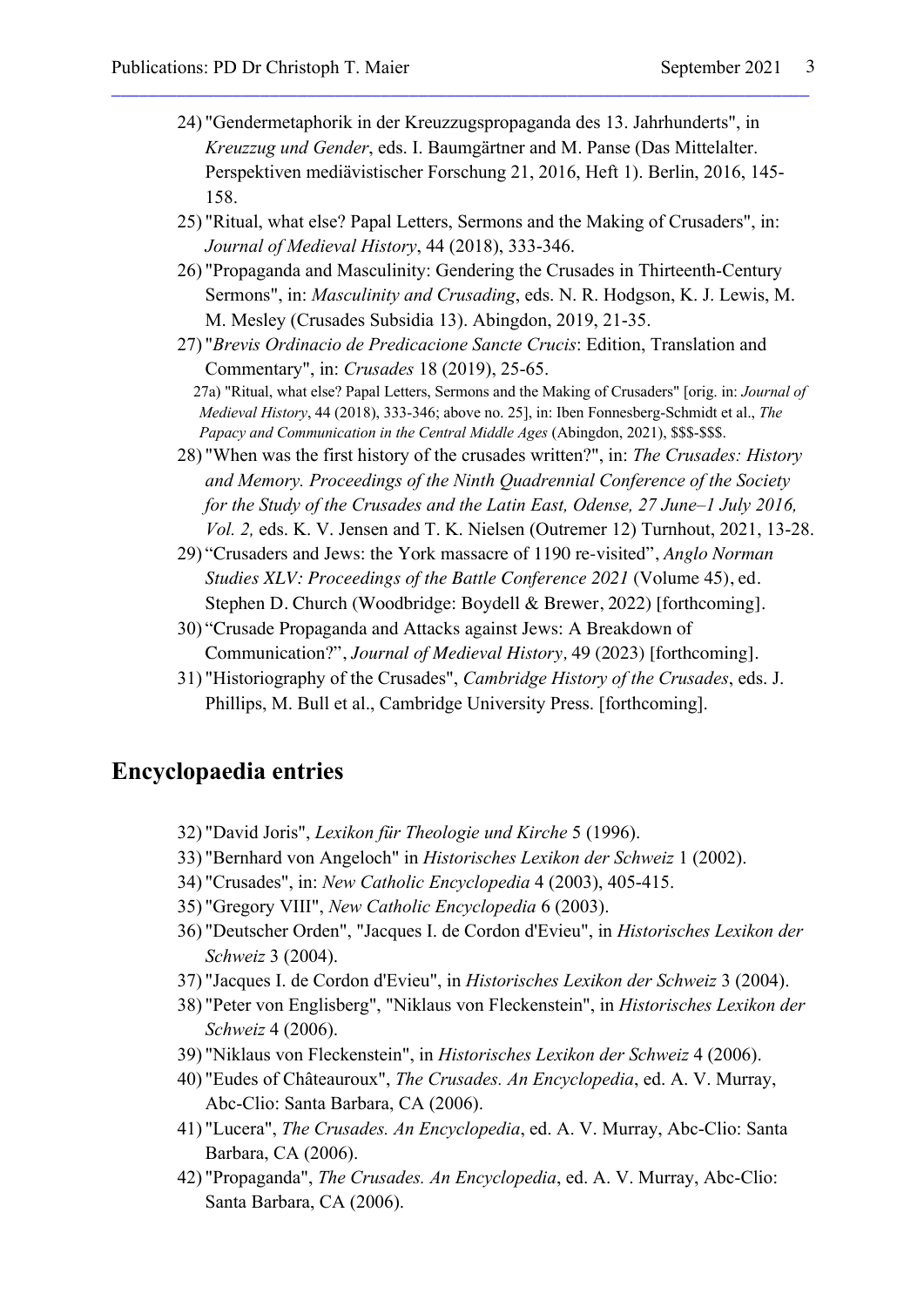24) "Gendermetaphorik in der Kreuzzugspropaganda des 13. Jahrhunderts", in *Kreuzzug und Gender*, eds. I. Baumgärtner and M. Panse (Das Mittelalter. Perspektiven mediävistischer Forschung 21, 2016, Heft 1). Berlin, 2016, 145-158.
25) "Ritual, what else? Papal Letters, Sermons and the Making of Crusaders", in: *Journal of Medieval History*, 44 (2018), 333-346.
26) "Propaganda and Masculinity: Gendering the Crusades in Thirteenth-Century Sermons", in: *Masculinity and Crusading*, eds. N. R. Hodgson, K. J. Lewis, M. M. Mesley (Crusades Subsidia 13). Abingdon, 2019, 21-35.
27) "*Brevis Ordinacio de Predicacione Sancte Crucis*: Edition, Translation and Commentary", in: *Crusades* 18 (2019), 25-65.
    27a) "Ritual, what else? Papal Letters, Sermons and the Making of Crusaders" [orig. in: *Journal of Medieval History*, 44 (2018), 333-346; above no. 25], in: Iben Fonnesberg-Schmidt et al., *The Papacy and Communication in the Central Middle Ages* (Abingdon, 2021), $$$-$$$.
28) "When was the first history of the crusades written?", in: *The Crusades: History and Memory. Proceedings of the Ninth Quadrennial Conference of the Society for the Study of the Crusades and the Latin East, Odense, 27 June–1 July 2016, Vol. 2,* eds. K. V. Jensen and T. K. Nielsen (Outremer 12) Turnhout, 2021, 13-28.
29) "Crusaders and Jews: the York massacre of 1190 re-visited", *Anglo Norman Studies XLV: Proceedings of the Battle Conference 2021* (Volume 45), ed. Stephen D. Church (Woodbridge: Boydell & Brewer, 2022) [forthcoming].
30) "Crusade Propaganda and Attacks against Jews: A Breakdown of Communication?", *Journal of Medieval History,* 49 (2023) [forthcoming].
31) "Historiography of the Crusades", *Cambridge History of the Crusades*, eds. J. Phillips, M. Bull et al., Cambridge University Press. [forthcoming].

## Encyclopaedia entries

32) "David Joris", *Lexikon für Theologie und Kirche* 5 (1996).
33) "Bernhard von Angeloch" in *Historisches Lexikon der Schweiz* 1 (2002).
34) "Crusades", in: *New Catholic Encyclopedia* 4 (2003), 405-415.
35) "Gregory VIII", *New Catholic Encyclopedia* 6 (2003).
36) "Deutscher Orden", "Jacques I. de Cordon d'Evieu", in *Historisches Lexikon der Schweiz* 3 (2004).
37) "Jacques I. de Cordon d'Evieu", in *Historisches Lexikon der Schweiz* 3 (2004).
38) "Peter von Englisberg", "Niklaus von Fleckenstein", in *Historisches Lexikon der Schweiz* 4 (2006).
39) "Niklaus von Fleckenstein", in *Historisches Lexikon der Schweiz* 4 (2006).
40) "Eudes of Châteauroux", *The Crusades. An Encyclopedia*, ed. A. V. Murray, Abc-Clio: Santa Barbara, CA (2006).
41) "Lucera", *The Crusades. An Encyclopedia*, ed. A. V. Murray, Abc-Clio: Santa Barbara, CA (2006).
42) "Propaganda", *The Crusades. An Encyclopedia*, ed. A. V. Murray, Abc-Clio: Santa Barbara, CA (2006).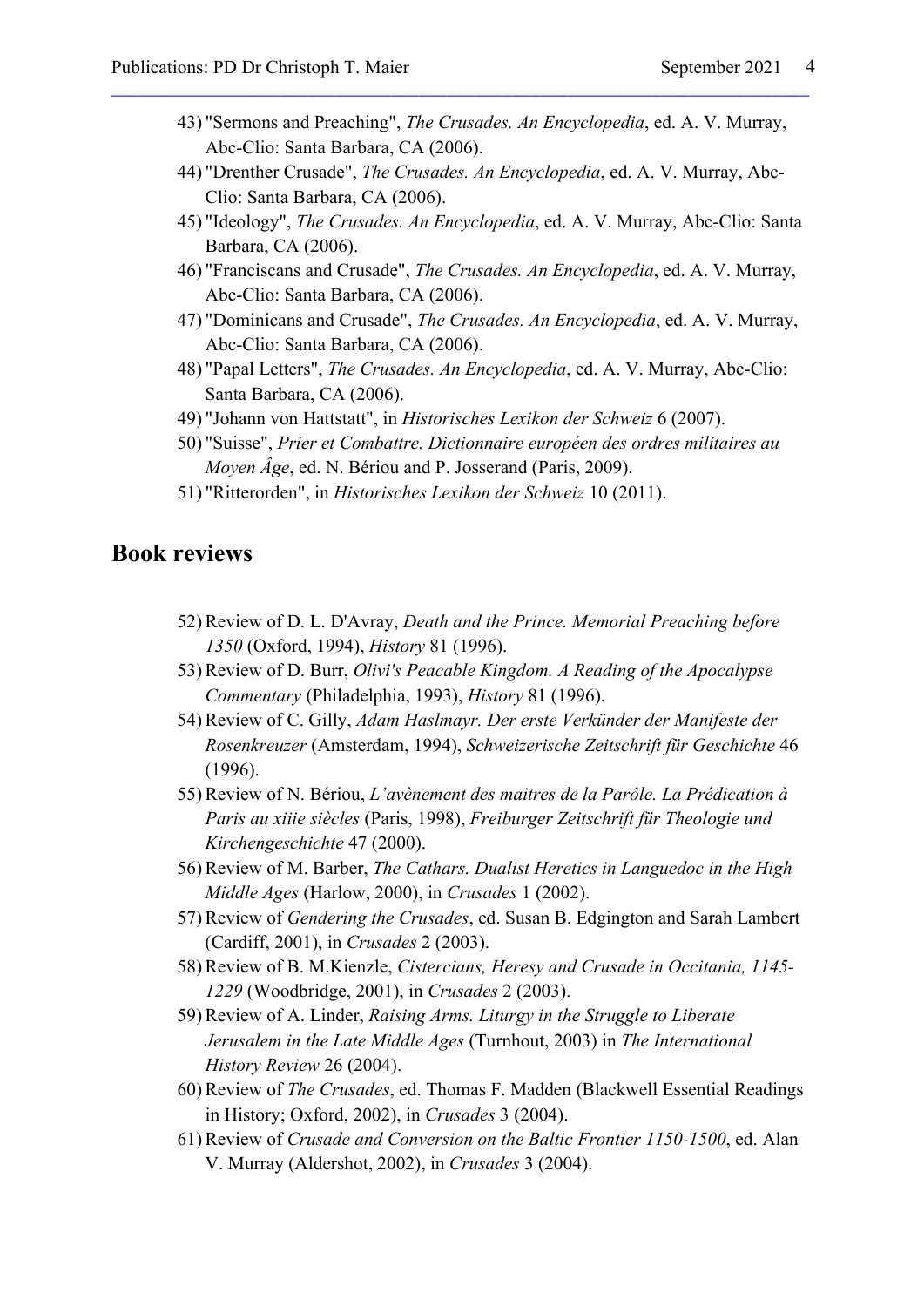43) "Sermons and Preaching", *The Crusades. An Encyclopedia*, ed. A. V. Murray, Abc-Clio: Santa Barbara, CA (2006).
44) "Drenther Crusade", *The Crusades. An Encyclopedia*, ed. A. V. Murray, Abc-Clio: Santa Barbara, CA (2006).
45) "Ideology", *The Crusades. An Encyclopedia*, ed. A. V. Murray, Abc-Clio: Santa Barbara, CA (2006).
46) "Franciscans and Crusade", *The Crusades. An Encyclopedia*, ed. A. V. Murray, Abc-Clio: Santa Barbara, CA (2006).
47) "Dominicans and Crusade", *The Crusades. An Encyclopedia*, ed. A. V. Murray, Abc-Clio: Santa Barbara, CA (2006).
48) "Papal Letters", *The Crusades. An Encyclopedia*, ed. A. V. Murray, Abc-Clio: Santa Barbara, CA (2006).
49) "Johann von Hattstatt", in *Historisches Lexikon der Schweiz* 6 (2007).
50) "Suisse", *Prier et Combattre. Dictionnaire européen des ordres militaires au Moyen Âge*, ed. N. Bériou and P. Josserand (Paris, 2009).
51) "Ritterorden", in *Historisches Lexikon der Schweiz* 10 (2011).

## Book reviews

52) Review of D. L. D'Avray, *Death and the Prince. Memorial Preaching before 1350* (Oxford, 1994), *History* 81 (1996).
53) Review of D. Burr, *Olivi's Peacable Kingdom. A Reading of the Apocalypse Commentary* (Philadelphia, 1993), *History* 81 (1996).
54) Review of C. Gilly, *Adam Haslmayr. Der erste Verkünder der Manifeste der Rosenkreuzer* (Amsterdam, 1994), *Schweizerische Zeitschrift für Geschichte* 46 (1996).
55) Review of N. Bériou, *L'avènement des maitres de la Parôle. La Prédication à Paris au xiiie siècles* (Paris, 1998), *Freiburger Zeitschrift für Theologie und Kirchengeschichte* 47 (2000).
56) Review of M. Barber, *The Cathars. Dualist Heretics in Languedoc in the High Middle Ages* (Harlow, 2000), in *Crusades* 1 (2002).
57) Review of *Gendering the Crusades*, ed. Susan B. Edgington and Sarah Lambert (Cardiff, 2001), in *Crusades* 2 (2003).
58) Review of B. M.Kienzle, *Cistercians, Heresy and Crusade in Occitania, 1145-1229* (Woodbridge, 2001), in *Crusades* 2 (2003).
59) Review of A. Linder, *Raising Arms. Liturgy in the Struggle to Liberate Jerusalem in the Late Middle Ages* (Turnhout, 2003) in *The International History Review* 26 (2004).
60) Review of *The Crusades*, ed. Thomas F. Madden (Blackwell Essential Readings in History; Oxford, 2002), in *Crusades* 3 (2004).
61) Review of *Crusade and Conversion on the Baltic Frontier 1150-1500*, ed. Alan V. Murray (Aldershot, 2002), in *Crusades* 3 (2004).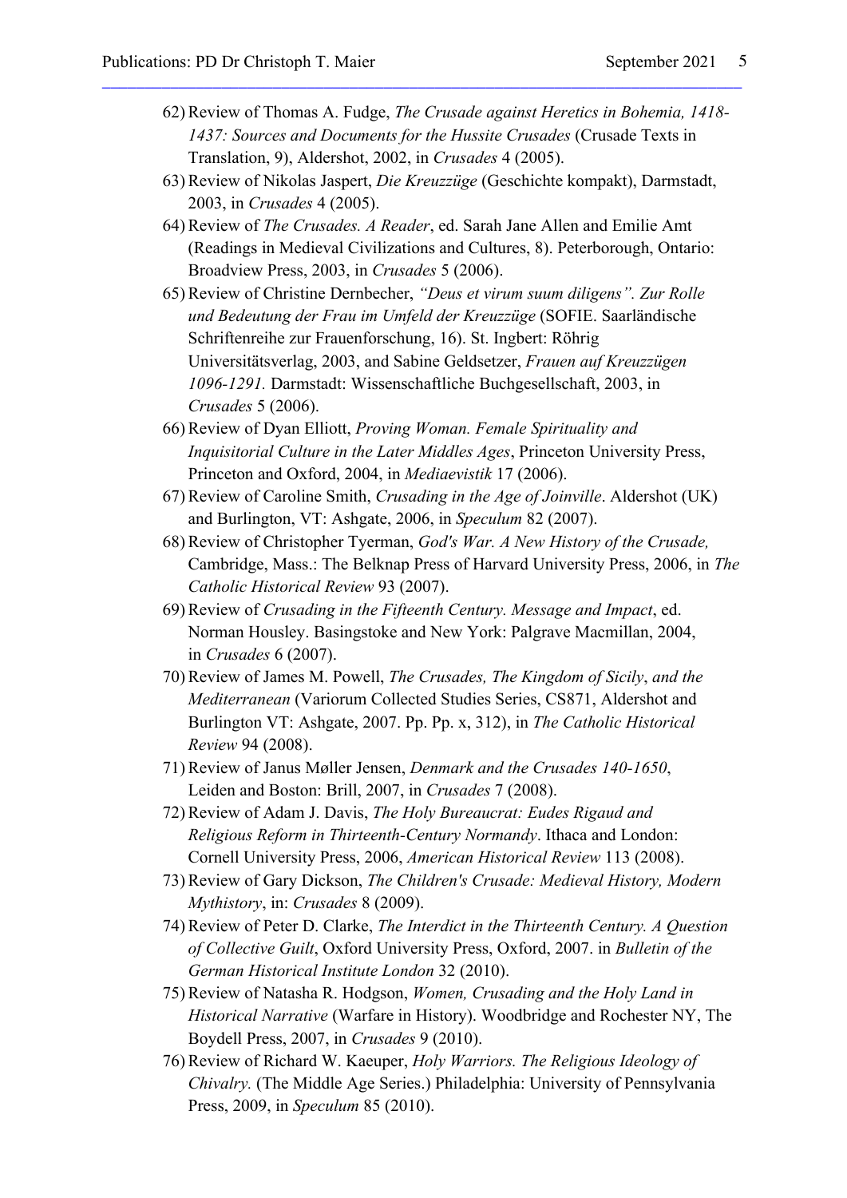62) Review of Thomas A. Fudge, *The Crusade against Heretics in Bohemia, 1418-1437: Sources and Documents for the Hussite Crusades* (Crusade Texts in Translation, 9), Aldershot, 2002, in *Crusades* 4 (2005).

63) Review of Nikolas Jaspert, *Die Kreuzzüge* (Geschichte kompakt), Darmstadt, 2003, in *Crusades* 4 (2005).

64) Review of *The Crusades. A Reader*, ed. Sarah Jane Allen and Emilie Amt (Readings in Medieval Civilizations and Cultures, 8). Peterborough, Ontario: Broadview Press, 2003, in *Crusades* 5 (2006).

65) Review of Christine Dernbecher, *"Deus et virum suum diligens". Zur Rolle und Bedeutung der Frau im Umfeld der Kreuzzüge* (SOFIE. Saarländische Schriftenreihe zur Frauenforschung, 16). St. Ingbert: Röhrig Universitätsverlag, 2003, and Sabine Geldsetzer, *Frauen auf Kreuzzügen 1096-1291.* Darmstadt: Wissenschaftliche Buchgesellschaft, 2003, in *Crusades* 5 (2006).

66) Review of Dyan Elliott, *Proving Woman. Female Spirituality and Inquisitorial Culture in the Later Middles Ages*, Princeton University Press, Princeton and Oxford, 2004, in *Mediaevistik* 17 (2006).

67) Review of Caroline Smith, *Crusading in the Age of Joinville*. Aldershot (UK) and Burlington, VT: Ashgate, 2006, in *Speculum* 82 (2007).

68) Review of Christopher Tyerman, *God's War. A New History of the Crusade,* Cambridge, Mass.: The Belknap Press of Harvard University Press, 2006, in *The Catholic Historical Review* 93 (2007).

69) Review of *Crusading in the Fifteenth Century. Message and Impact*, ed. Norman Housley. Basingstoke and New York: Palgrave Macmillan, 2004, in *Crusades* 6 (2007).

70) Review of James M. Powell, *The Crusades, The Kingdom of Sicily*, *and the Mediterranean* (Variorum Collected Studies Series, CS871, Aldershot and Burlington VT: Ashgate, 2007. Pp. Pp. x, 312), in *The Catholic Historical Review* 94 (2008).

71) Review of Janus Møller Jensen, *Denmark and the Crusades 140-1650*, Leiden and Boston: Brill, 2007, in *Crusades* 7 (2008).

72) Review of Adam J. Davis, *The Holy Bureaucrat: Eudes Rigaud and Religious Reform in Thirteenth-Century Normandy*. Ithaca and London: Cornell University Press, 2006, *American Historical Review* 113 (2008).

73) Review of Gary Dickson, *The Children's Crusade: Medieval History, Modern Mythistory*, in: *Crusades* 8 (2009).

74) Review of Peter D. Clarke, *The Interdict in the Thirteenth Century. A Question of Collective Guilt*, Oxford University Press, Oxford, 2007. in *Bulletin of the German Historical Institute London* 32 (2010).

75) Review of Natasha R. Hodgson, *Women, Crusading and the Holy Land in Historical Narrative* (Warfare in History). Woodbridge and Rochester NY, The Boydell Press, 2007, in *Crusades* 9 (2010).

76) Review of Richard W. Kaeuper, *Holy Warriors. The Religious Ideology of Chivalry.* (The Middle Age Series.) Philadelphia: University of Pennsylvania Press, 2009, in *Speculum* 85 (2010).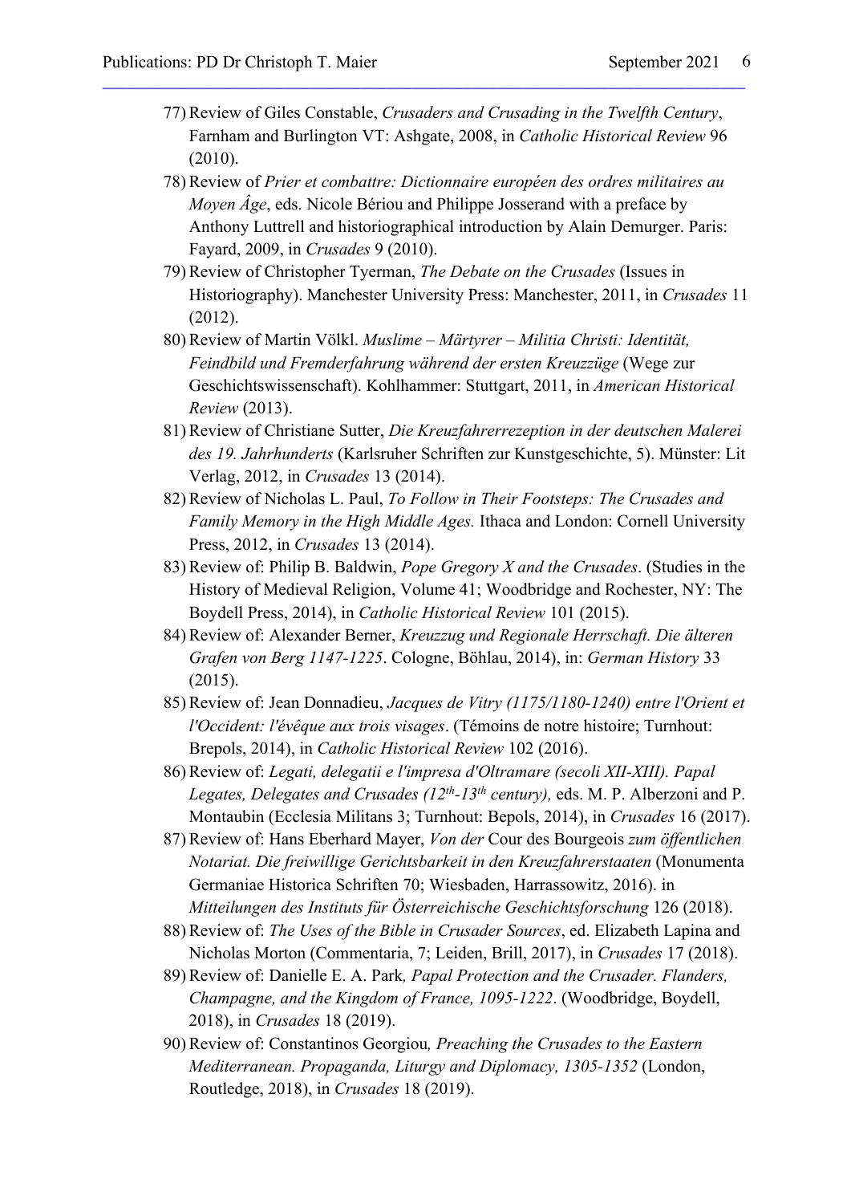77) Review of Giles Constable, *Crusaders and Crusading in the Twelfth Century*, Farnham and Burlington VT: Ashgate, 2008, in *Catholic Historical Review* 96 (2010).
78) Review of *Prier et combattre: Dictionnaire européen des ordres militaires au Moyen Âge*, eds. Nicole Bériou and Philippe Josserand with a preface by Anthony Luttrell and historiographical introduction by Alain Demurger. Paris: Fayard, 2009, in *Crusades* 9 (2010).
79) Review of Christopher Tyerman, *The Debate on the Crusades* (Issues in Historiography). Manchester University Press: Manchester, 2011, in *Crusades* 11 (2012).
80) Review of Martin Völkl. *Muslime – Märtyrer – Militia Christi: Identität, Feindbild und Fremderfahrung während der ersten Kreuzzüge* (Wege zur Geschichtswissenschaft). Kohlhammer: Stuttgart, 2011, in *American Historical Review* (2013).
81) Review of Christiane Sutter, *Die Kreuzfahrerrezeption in der deutschen Malerei des 19. Jahrhunderts* (Karlsruher Schriften zur Kunstgeschichte, 5). Münster: Lit Verlag, 2012, in *Crusades* 13 (2014).
82) Review of Nicholas L. Paul, *To Follow in Their Footsteps: The Crusades and Family Memory in the High Middle Ages.* Ithaca and London: Cornell University Press, 2012, in *Crusades* 13 (2014).
83) Review of: Philip B. Baldwin, *Pope Gregory X and the Crusades*. (Studies in the History of Medieval Religion, Volume 41; Woodbridge and Rochester, NY: The Boydell Press, 2014), in *Catholic Historical Review* 101 (2015).
84) Review of: Alexander Berner, *Kreuzzug und Regionale Herrschaft. Die älteren Grafen von Berg 1147-1225*. Cologne, Böhlau, 2014), in: *German History* 33 (2015).
85) Review of: Jean Donnadieu, *Jacques de Vitry (1175/1180-1240) entre l'Orient et l'Occident: l'évêque aux trois visages*. (Témoins de notre histoire; Turnhout: Brepols, 2014), in *Catholic Historical Review* 102 (2016).
86) Review of: *Legati, delegatii e l'impresa d'Oltramare (secoli XII-XIII). Papal Legates, Delegates and Crusades (12th-13th century),* eds. M. P. Alberzoni and P. Montaubin (Ecclesia Militans 3; Turnhout: Bepols, 2014), in *Crusades* 16 (2017).
87) Review of: Hans Eberhard Mayer, *Von der* Cour des Bourgeois *zum öffentlichen Notariat. Die freiwillige Gerichtsbarkeit in den Kreuzfahrerstaaten* (Monumenta Germaniae Historica Schriften 70; Wiesbaden, Harrassowitz, 2016). in *Mitteilungen des Instituts für Österreichische Geschichtsforschung* 126 (2018).
88) Review of: *The Uses of the Bible in Crusader Sources*, ed. Elizabeth Lapina and Nicholas Morton (Commentaria, 7; Leiden, Brill, 2017), in *Crusades* 17 (2018).
89) Review of: Danielle E. A. Park*, Papal Protection and the Crusader. Flanders, Champagne, and the Kingdom of France, 1095-1222*. (Woodbridge, Boydell, 2018), in *Crusades* 18 (2019).
90) Review of: Constantinos Georgiou*, Preaching the Crusades to the Eastern Mediterranean. Propaganda, Liturgy and Diplomacy, 1305-1352* (London, Routledge, 2018), in *Crusades* 18 (2019).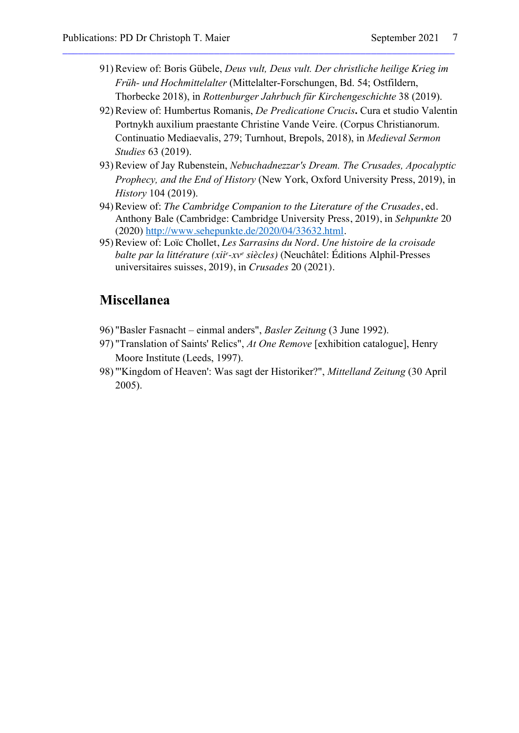91) Review of: Boris Gübele, *Deus vult, Deus vult. Der christliche heilige Krieg im Früh- und Hochmittelalter* (Mittelalter-Forschungen, Bd. 54; Ostfildern, Thorbecke 2018), in *Rottenburger Jahrbuch für Kirchengeschichte* 38 (2019).
92) Review of: Humbertus Romanis, *De Predicatione Crucis***.** Cura et studio Valentin Portnykh auxilium praestante Christine Vande Veire. (Corpus Christianorum. Continuatio Mediaevalis, 279; Turnhout, Brepols, 2018), in *Medieval Sermon Studies* 63 (2019).
93) Review of Jay Rubenstein, *Nebuchadnezzar's Dream. The Crusades, Apocalyptic Prophecy, and the End of History* (New York, Oxford University Press, 2019), in *History* 104 (2019).
94) Review of: *The Cambridge Companion to the Literature of the Crusades*, ed. Anthony Bale (Cambridge: Cambridge University Press, 2019), in *Sehpunkte* 20 (2020) [http://www.sehepunkte.de/2020/04/33632.html](http://www.sehepunkte.de/2020/04/33632.html).
95) Review of: Loïc Chollet, *Les Sarrasins du Nord*. *Une histoire de la croisade balte par la littérature (xii*[e]*-xv*[e] *siècles)* (Neuchâtel: Éditions Alphil-Presses universitaires suisses, 2019), in *Crusades* 20 (2021).

## Miscellanea

96) "Basler Fasnacht – einmal anders", *Basler Zeitung* (3 June 1992).
97) "Translation of Saints' Relics", *At One Remove* [exhibition catalogue], Henry Moore Institute (Leeds, 1997).
98) "'Kingdom of Heaven': Was sagt der Historiker?", *Mittelland Zeitung* (30 April 2005).